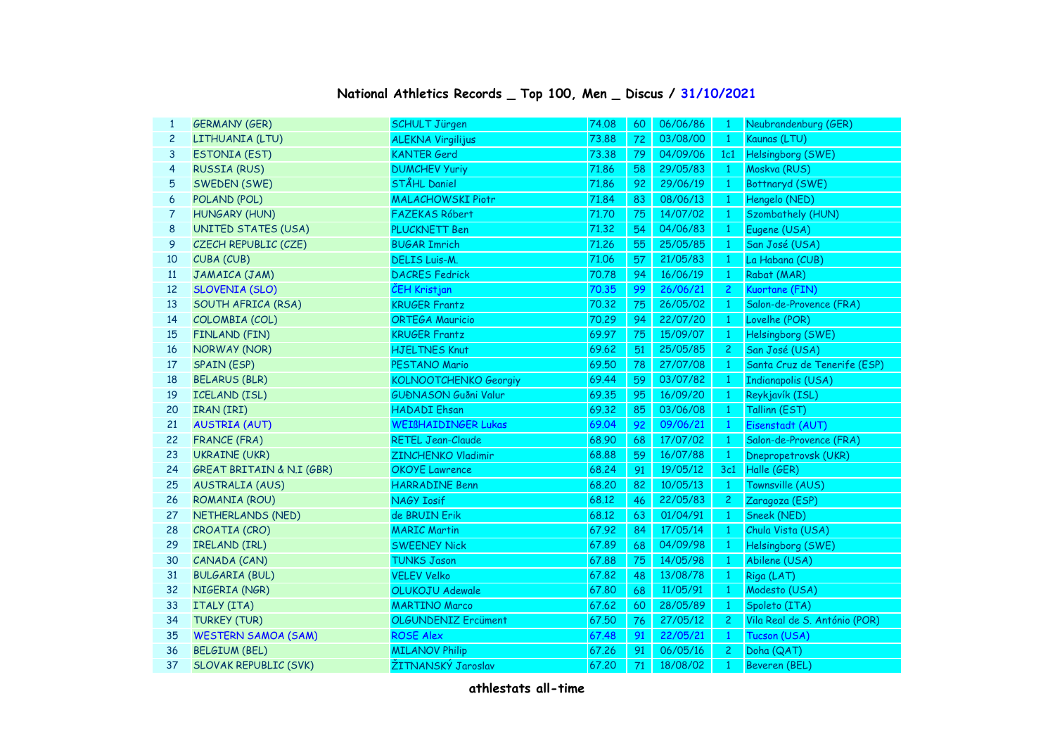## National Athletics Records _ Top 100, Men _ Discus / 31/10/2021

| | | | | | | | |
|---|---|---|---|---|---|---|---|
| 1 | GERMANY (GER) | SCHULT Jürgen | 74.08 | 60 | 06/06/86 | 1 | Neubrandenburg (GER) |
| 2 | LITHUANIA (LTU) | ALEKNA Virgilijus | 73.88 | 72 | 03/08/00 | 1 | Kaunas (LTU) |
| 3 | ESTONIA (EST) | KANTER Gerd | 73.38 | 79 | 04/09/06 | 1c1 | Helsingborg (SWE) |
| 4 | RUSSIA (RUS) | DUMCHEV Yuriy | 71.86 | 58 | 29/05/83 | 1 | Moskva (RUS) |
| 5 | SWEDEN (SWE) | STÅHL Daniel | 71.86 | 92 | 29/06/19 | 1 | Bottnaryd (SWE) |
| 6 | POLAND (POL) | MALACHOWSKI Piotr | 71.84 | 83 | 08/06/13 | 1 | Hengelo (NED) |
| 7 | HUNGARY (HUN) | FAZEKAS Róbert | 71.70 | 75 | 14/07/02 | 1 | Szombathely (HUN) |
| 8 | UNITED STATES (USA) | PLUCKNETT Ben | 71.32 | 54 | 04/06/83 | 1 | Eugene (USA) |
| 9 | CZECH REPUBLIC (CZE) | BUGAR Imrich | 71.26 | 55 | 25/05/85 | 1 | San José (USA) |
| 10 | CUBA (CUB) | DELIS Luis-M. | 71.06 | 57 | 21/05/83 | 1 | La Habana (CUB) |
| 11 | JAMAICA (JAM) | DACRES Fedrick | 70.78 | 94 | 16/06/19 | 1 | Rabat (MAR) |
| 12 | SLOVENIA (SLO) | ČEH Kristjan | 70.35 | 99 | 26/06/21 | 2 | Kuortane (FIN) |
| 13 | SOUTH AFRICA (RSA) | KRUGER Frantz | 70.32 | 75 | 26/05/02 | 1 | Salon-de-Provence (FRA) |
| 14 | COLOMBIA (COL) | ORTEGA Mauricio | 70.29 | 94 | 22/07/20 | 1 | Lovelhe (POR) |
| 15 | FINLAND (FIN) | KRUGER Frantz | 69.97 | 75 | 15/09/07 | 1 | Helsingborg (SWE) |
| 16 | NORWAY (NOR) | HJELTNES Knut | 69.62 | 51 | 25/05/85 | 2 | San José (USA) |
| 17 | SPAIN (ESP) | PESTANO Mario | 69.50 | 78 | 27/07/08 | 1 | Santa Cruz de Tenerife (ESP) |
| 18 | BELARUS (BLR) | KOLNOOTCHENKO Georgiy | 69.44 | 59 | 03/07/82 | 1 | Indianapolis (USA) |
| 19 | ICELAND (ISL) | GUÐNASON Guðni Valur | 69.35 | 95 | 16/09/20 | 1 | Reykjavík (ISL) |
| 20 | IRAN (IRI) | HADADI Ehsan | 69.32 | 85 | 03/06/08 | 1 | Tallinn (EST) |
| 21 | AUSTRIA (AUT) | WEIßHAIDINGER Lukas | 69.04 | 92 | 09/06/21 | 1 | Eisenstadt (AUT) |
| 22 | FRANCE (FRA) | RETEL Jean-Claude | 68.90 | 68 | 17/07/02 | 1 | Salon-de-Provence (FRA) |
| 23 | UKRAINE (UKR) | ZINCHENKO Vladimir | 68.88 | 59 | 16/07/88 | 1 | Dnepropetrovsk (UKR) |
| 24 | GREAT BRITAIN & N.I (GBR) | OKOYE Lawrence | 68.24 | 91 | 19/05/12 | 3c1 | Halle (GER) |
| 25 | AUSTRALIA (AUS) | HARRADINE Benn | 68.20 | 82 | 10/05/13 | 1 | Townsville (AUS) |
| 26 | ROMANIA (ROU) | NAGY Iosif | 68.12 | 46 | 22/05/83 | 2 | Zaragoza (ESP) |
| 27 | NETHERLANDS (NED) | de BRUIN Erik | 68.12 | 63 | 01/04/91 | 1 | Sneek (NED) |
| 28 | CROATIA (CRO) | MARIC Martin | 67.92 | 84 | 17/05/14 | 1 | Chula Vista (USA) |
| 29 | IRELAND (IRL) | SWEENEY Nick | 67.89 | 68 | 04/09/98 | 1 | Helsingborg (SWE) |
| 30 | CANADA (CAN) | TUNKS Jason | 67.88 | 75 | 14/05/98 | 1 | Abilene (USA) |
| 31 | BULGARIA (BUL) | VELEV Velko | 67.82 | 48 | 13/08/78 | 1 | Riga (LAT) |
| 32 | NIGERIA (NGR) | OLUKOJU Adewale | 67.80 | 68 | 11/05/91 | 1 | Modesto (USA) |
| 33 | ITALY (ITA) | MARTINO Marco | 67.62 | 60 | 28/05/89 | 1 | Spoleto (ITA) |
| 34 | TURKEY (TUR) | OLGUNDENIZ Ercüment | 67.50 | 76 | 27/05/12 | 2 | Vila Real de S. António (POR) |
| 35 | WESTERN SAMOA (SAM) | ROSE Alex | 67.48 | 91 | 22/05/21 | 1 | Tucson (USA) |
| 36 | BELGIUM (BEL) | MILANOV Philip | 67.26 | 91 | 06/05/16 | 2 | Doha (QAT) |
| 37 | SLOVAK REPUBLIC (SVK) | ŽITNANSKÝ Jaroslav | 67.20 | 71 | 18/08/02 | 1 | Beveren (BEL) |

athlestats all-time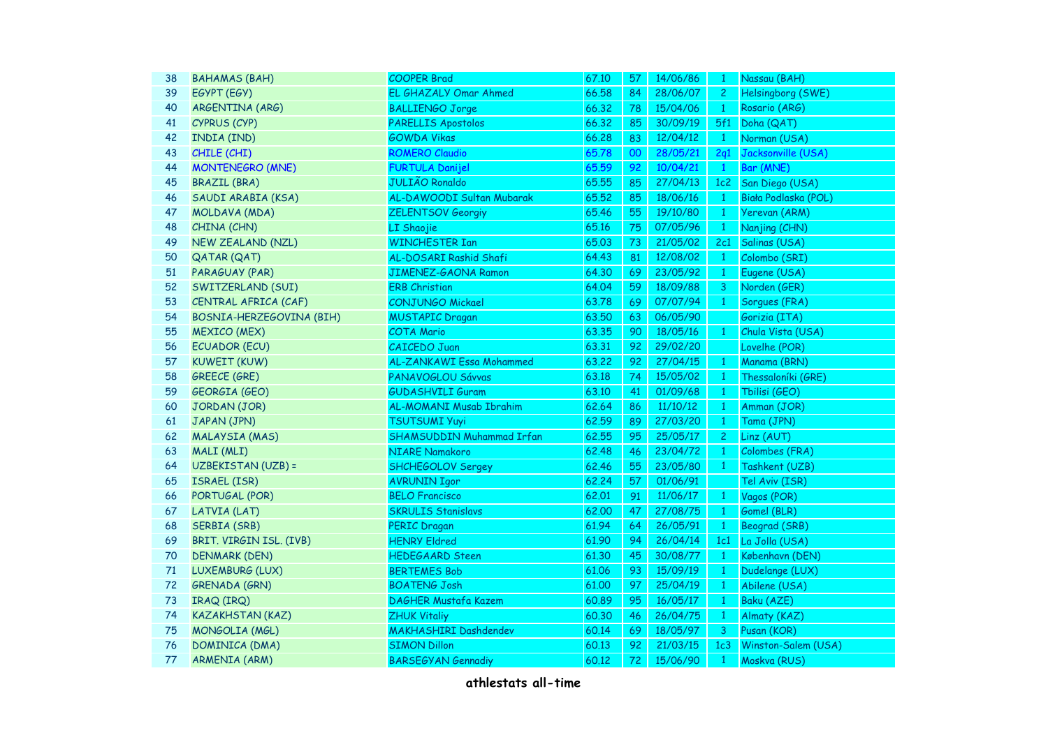| 38 | BAHAMAS (BAH) | COOPER Brad | 67.10 | 57 | 14/06/86 | 1 | Nassau (BAH) |
|---|---|---|---|---|---|---|---|
| 39 | EGYPT (EGY) | EL GHAZALY Omar Ahmed | 66.58 | 84 | 28/06/07 | 2 | Helsingborg (SWE) |
| 40 | ARGENTINA (ARG) | BALLIENGO Jorge | 66.32 | 78 | 15/04/06 | 1 | Rosario (ARG) |
| 41 | CYPRUS (CYP) | PARELLIS Apostolos | 66.32 | 85 | 30/09/19 | 5f1 | Doha (QAT) |
| 42 | INDIA (IND) | GOWDA Vikas | 66.28 | 83 | 12/04/12 | 1 | Norman (USA) |
| 43 | CHILE (CHI) | ROMERO Claudio | 65.78 | 00 | 28/05/21 | 2q1 | Jacksonville (USA) |
| 44 | MONTENEGRO (MNE) | FURTULA Danijel | 65.59 | 92 | 10/04/21 | 1 | Bar (MNE) |
| 45 | BRAZIL (BRA) | JULIÃO Ronaldo | 65.55 | 85 | 27/04/13 | 1c2 | San Diego (USA) |
| 46 | SAUDI ARABIA (KSA) | AL-DAWOODI Sultan Mubarak | 65.52 | 85 | 18/06/16 | 1 | Biała Podlaska (POL) |
| 47 | MOLDAVA (MDA) | ZELENTSOV Georgiy | 65.46 | 55 | 19/10/80 | 1 | Yerevan (ARM) |
| 48 | CHINA (CHN) | LI Shaojie | 65.16 | 75 | 07/05/96 | 1 | Nanjing (CHN) |
| 49 | NEW ZEALAND (NZL) | WINCHESTER Ian | 65.03 | 73 | 21/05/02 | 2c1 | Salinas (USA) |
| 50 | QATAR (QAT) | AL-DOSARI Rashid Shafi | 64.43 | 81 | 12/08/02 | 1 | Colombo (SRI) |
| 51 | PARAGUAY (PAR) | JIMENEZ-GAONA Ramon | 64.30 | 69 | 23/05/92 | 1 | Eugene (USA) |
| 52 | SWITZERLAND (SUI) | ERB Christian | 64.04 | 59 | 18/09/88 | 3 | Norden (GER) |
| 53 | CENTRAL AFRICA (CAF) | CONJUNGO Mickael | 63.78 | 69 | 07/07/94 | 1 | Sorgues (FRA) |
| 54 | BOSNIA-HERZEGOVINA (BIH) | MUSTAPIC Dragan | 63.50 | 63 | 06/05/90 | | Gorizia (ITA) |
| 55 | MEXICO (MEX) | COTA Mario | 63.35 | 90 | 18/05/16 | 1 | Chula Vista (USA) |
| 56 | ECUADOR (ECU) | CAICEDO Juan | 63.31 | 92 | 29/02/20 | | Lovelhe (POR) |
| 57 | KUWEIT (KUW) | AL-ZANKAWI Essa Mohammed | 63.22 | 92 | 27/04/15 | 1 | Manama (BRN) |
| 58 | GREECE (GRE) | PANAVOGLOU Sávvas | 63.18 | 74 | 15/05/02 | 1 | Thessaloníki (GRE) |
| 59 | GEORGIA (GEO) | GUDASHVILI Guram | 63.10 | 41 | 01/09/68 | 1 | Tbilisi (GEO) |
| 60 | JORDAN (JOR) | AL-MOMANI Musab Ibrahim | 62.64 | 86 | 11/10/12 | 1 | Amman (JOR) |
| 61 | JAPAN (JPN) | TSUTSUMI Yuyi | 62.59 | 89 | 27/03/20 | 1 | Tama (JPN) |
| 62 | MALAYSIA (MAS) | SHAMSUDDIN Muhammad Irfan | 62.55 | 95 | 25/05/17 | 2 | Linz (AUT) |
| 63 | MALI (MLI) | NIARE Namakoro | 62.48 | 46 | 23/04/72 | 1 | Colombes (FRA) |
| 64 | UZBEKISTAN (UZB) = | SHCHEGOLOV Sergey | 62.46 | 55 | 23/05/80 | 1 | Tashkent (UZB) |
| 65 | ISRAEL (ISR) | AVRUNIN Igor | 62.24 | 57 | 01/06/91 | | Tel Aviv (ISR) |
| 66 | PORTUGAL (POR) | BELO Francisco | 62.01 | 91 | 11/06/17 | 1 | Vagos (POR) |
| 67 | LATVIA (LAT) | SKRULIS Stanislavs | 62.00 | 47 | 27/08/75 | 1 | Gomel (BLR) |
| 68 | SERBIA (SRB) | PERIC Dragan | 61.94 | 64 | 26/05/91 | 1 | Beograd (SRB) |
| 69 | BRIT. VIRGIN ISL. (IVB) | HENRY Eldred | 61.90 | 94 | 26/04/14 | 1c1 | La Jolla (USA) |
| 70 | DENMARK (DEN) | HEDEGAARD Steen | 61.30 | 45 | 30/08/77 | 1 | København (DEN) |
| 71 | LUXEMBURG (LUX) | BERTEMES Bob | 61.06 | 93 | 15/09/19 | 1 | Dudelange (LUX) |
| 72 | GRENADA (GRN) | BOATENG Josh | 61.00 | 97 | 25/04/19 | 1 | Abilene (USA) |
| 73 | IRAQ (IRQ) | DAGHER Mustafa Kazem | 60.89 | 95 | 16/05/17 | 1 | Baku (AZE) |
| 74 | KAZAKHSTAN (KAZ) | ZHUK Vitaliy | 60.30 | 46 | 26/04/75 | 1 | Almaty (KAZ) |
| 75 | MONGOLIA (MGL) | MAKHASHIRI Dashdendev | 60.14 | 69 | 18/05/97 | 3 | Pusan (KOR) |
| 76 | DOMINICA (DMA) | SIMON Dillon | 60.13 | 92 | 21/03/15 | 1c3 | Winston-Salem (USA) |
| 77 | ARMENIA (ARM) | BARSEGYAN Gennadiy | 60.12 | 72 | 15/06/90 | 1 | Moskva (RUS) |

**athlestats all-time**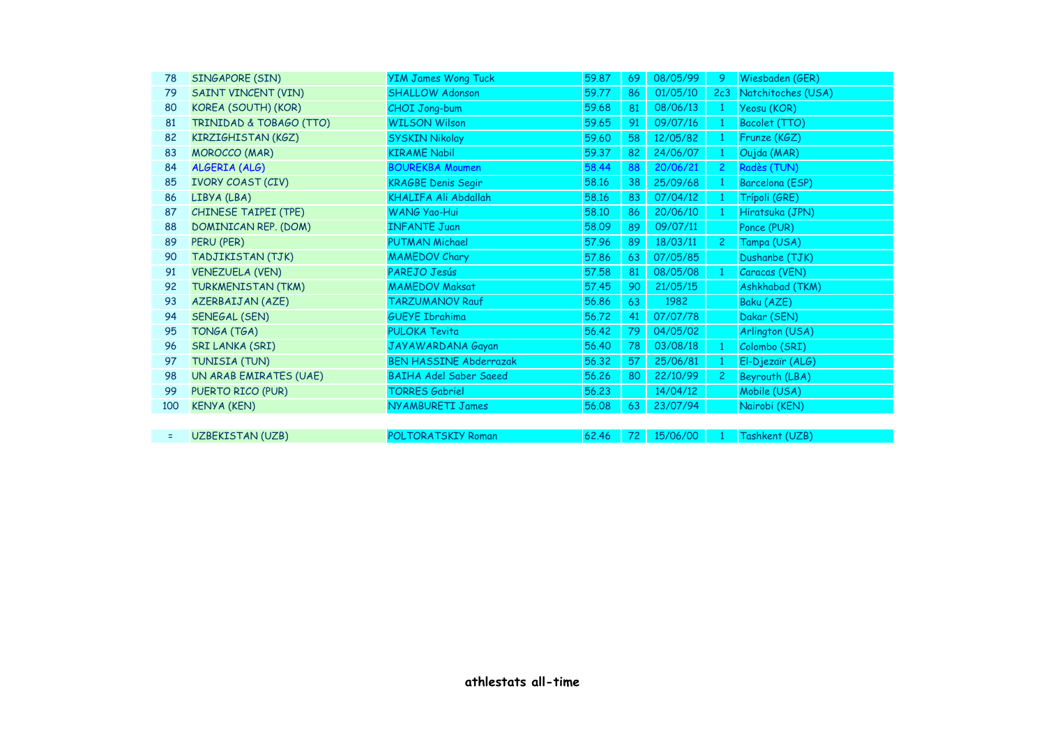| | | | | | | | |
|---|---|---|---|---|---|---|---|
| 78 | SINGAPORE (SIN) | YIM James Wong Tuck | 59.87 | 69 | 08/05/99 | 9 | Wiesbaden (GER) |
| 79 | SAINT VINCENT (VIN) | SHALLOW Adonson | 59.77 | 86 | 01/05/10 | 2c3 | Natchitoches (USA) |
| 80 | KOREA (SOUTH) (KOR) | CHOI Jong-bum | 59.68 | 81 | 08/06/13 | 1 | Yeosu (KOR) |
| 81 | TRINIDAD & TOBAGO (TTO) | WILSON Wilson | 59.65 | 91 | 09/07/16 | 1 | Bacolet (TTO) |
| 82 | KIRZIGHISTAN (KGZ) | SYSKIN Nikolay | 59.60 | 58 | 12/05/82 | 1 | Frunze (KGZ) |
| 83 | MOROCCO (MAR) | KIRAME Nabil | 59.37 | 82 | 24/06/07 | 1 | Oujda (MAR) |
| 84 | ALGERIA (ALG) | BOUREKBA Moumen | 58.44 | 88 | 20/06/21 | 2 | Radès (TUN) |
| 85 | IVORY COAST (CIV) | KRAGBE Denis Segir | 58.16 | 38 | 25/09/68 | 1 | Barcelona (ESP) |
| 86 | LIBYA (LBA) | KHALIFA Ali Abdallah | 58.16 | 83 | 07/04/12 | 1 | Trípoli (GRE) |
| 87 | CHINESE TAIPEI (TPE) | WANG Yao-Hui | 58.10 | 86 | 20/06/10 | 1 | Hiratsuka (JPN) |
| 88 | DOMINICAN REP. (DOM) | INFANTE Juan | 58.09 | 89 | 09/07/11 | | Ponce (PUR) |
| 89 | PERU (PER) | PUTMAN Michael | 57.96 | 89 | 18/03/11 | 2 | Tampa (USA) |
| 90 | TADJIKISTAN (TJK) | MAMEDOV Chary | 57.86 | 63 | 07/05/85 | | Dushanbe (TJK) |
| 91 | VENEZUELA (VEN) | PAREJO Jesús | 57.58 | 81 | 08/05/08 | 1 | Caracas (VEN) |
| 92 | TURKMENISTAN (TKM) | MAMEDOV Maksat | 57.45 | 90 | 21/05/15 | | Ashkhabad (TKM) |
| 93 | AZERBAIJAN (AZE) | TARZUMANOV Rauf | 56.86 | 63 | 1982 | | Baku (AZE) |
| 94 | SENEGAL (SEN) | GUEYE Ibrahima | 56.72 | 41 | 07/07/78 | | Dakar (SEN) |
| 95 | TONGA (TGA) | PULOKA Tevita | 56.42 | 79 | 04/05/02 | | Arlington (USA) |
| 96 | SRI LANKA (SRI) | JAYAWARDANA Gayan | 56.40 | 78 | 03/08/18 | 1 | Colombo (SRI) |
| 97 | TUNISIA (TUN) | BEN HASSINE Abderrazak | 56.32 | 57 | 25/06/81 | 1 | El-Djezair (ALG) |
| 98 | UN ARAB EMIRATES (UAE) | BAIHA Adel Saber Saeed | 56.26 | 80 | 22/10/99 | 2 | Beyrouth (LBA) |
| 99 | PUERTO RICO (PUR) | TORRES Gabriel | 56.23 | | 14/04/12 | | Mobile (USA) |
| 100 | KENYA (KEN) | NYAMBURETI James | 56.08 | 63 | 23/07/94 | | Nairobi (KEN) |
| | | | | | | | |
| = | UZBEKISTAN (UZB) | POLTORATSKIY Roman | 62.46 | 72 | 15/06/00 | 1 | Tashkent (UZB) |

**athlestats all-time**